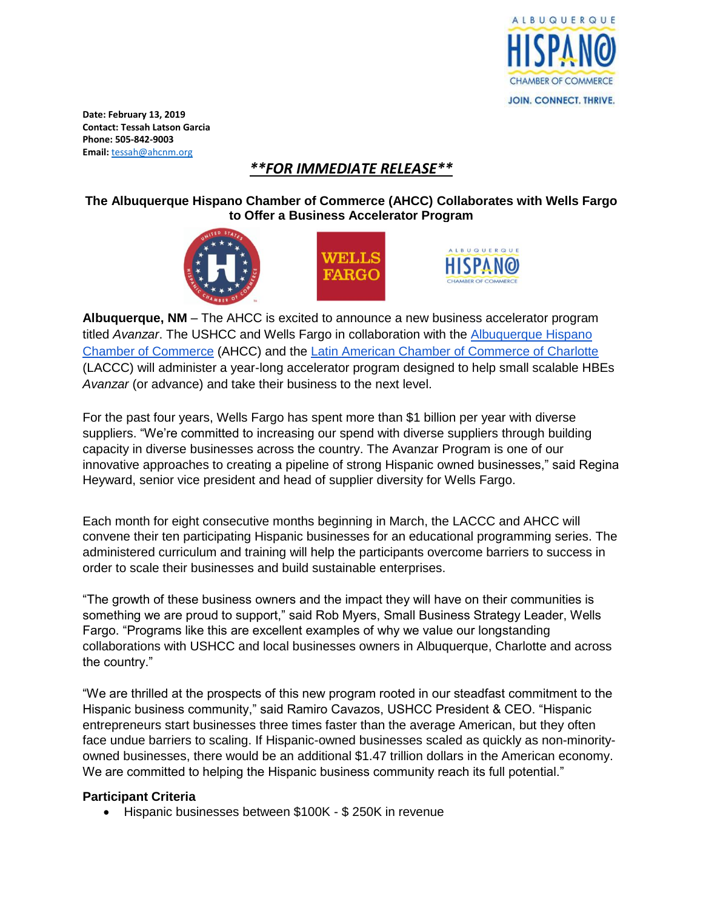Date: February 13, 2019
Contact: Tessah Latson Garcia
Phone: 505-842-9003
Email: tessah@ahcnm.org

## ***\*\*FOR IMMEDIATE RELEASE\*\****

### The Albuquerque Hispano Chamber of Commerce (AHCC) Collaborates with Wells Fargo to Offer a Business Accelerator Program

**Albuquerque, NM** – The AHCC is excited to announce a new business accelerator program titled *Avanzar*. The USHCC and Wells Fargo in collaboration with the Albuquerque Hispano Chamber of Commerce (AHCC) and the Latin American Chamber of Commerce of Charlotte (LACCC) will administer a year-long accelerator program designed to help small scalable HBEs *Avanzar* (or advance) and take their business to the next level.

For the past four years, Wells Fargo has spent more than $1 billion per year with diverse suppliers. "We're committed to increasing our spend with diverse suppliers through building capacity in diverse businesses across the country. The Avanzar Program is one of our innovative approaches to creating a pipeline of strong Hispanic owned businesses," said Regina Heyward, senior vice president and head of supplier diversity for Wells Fargo.

Each month for eight consecutive months beginning in March, the LACCC and AHCC will convene their ten participating Hispanic businesses for an educational programming series. The administered curriculum and training will help the participants overcome barriers to success in order to scale their businesses and build sustainable enterprises.

"The growth of these business owners and the impact they will have on their communities is something we are proud to support," said Rob Myers, Small Business Strategy Leader, Wells Fargo. "Programs like this are excellent examples of why we value our longstanding collaborations with USHCC and local businesses owners in Albuquerque, Charlotte and across the country."

"We are thrilled at the prospects of this new program rooted in our steadfast commitment to the Hispanic business community," said Ramiro Cavazos, USHCC President & CEO. "Hispanic entrepreneurs start businesses three times faster than the average American, but they often face undue barriers to scaling. If Hispanic-owned businesses scaled as quickly as non-minority-owned businesses, there would be an additional $1.47 trillion dollars in the American economy. We are committed to helping the Hispanic business community reach its full potential."

**Participant Criteria**

- Hispanic businesses between $100K - $ 250K in revenue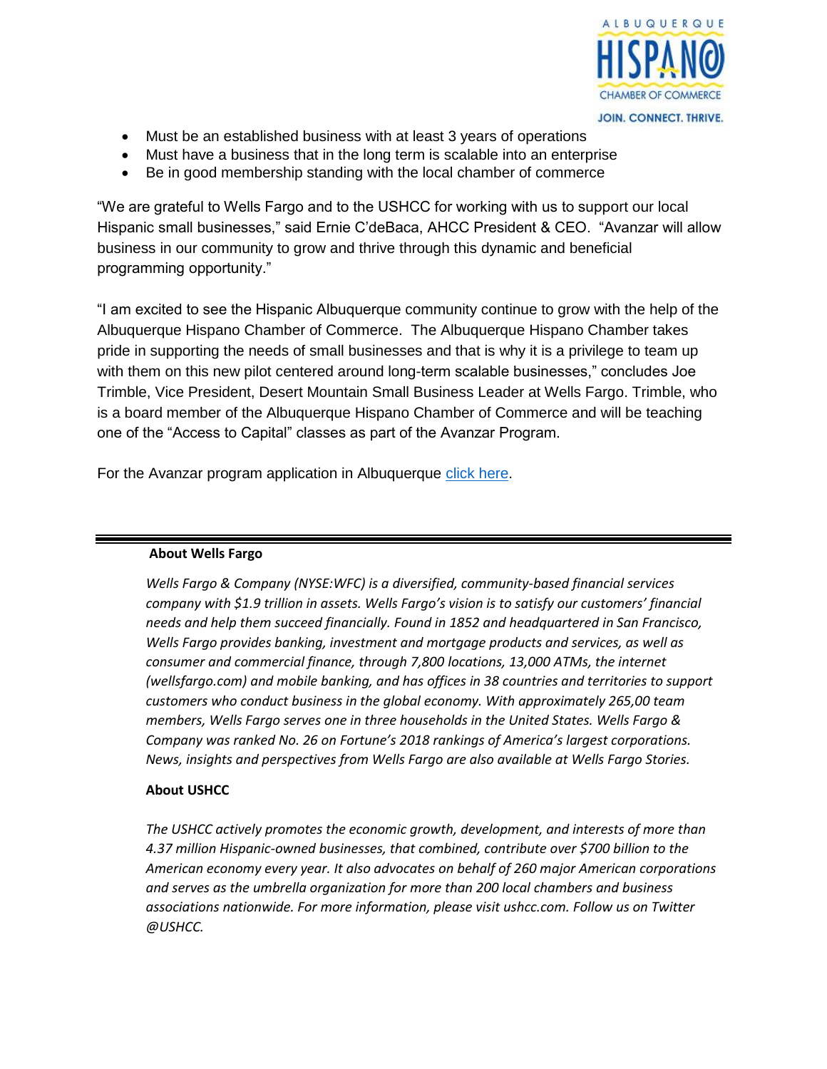- Must be an established business with at least 3 years of operations
- Must have a business that in the long term is scalable into an enterprise
- Be in good membership standing with the local chamber of commerce

"We are grateful to Wells Fargo and to the USHCC for working with us to support our local Hispanic small businesses," said Ernie C'deBaca, AHCC President & CEO. "Avanzar will allow business in our community to grow and thrive through this dynamic and beneficial programming opportunity."

"I am excited to see the Hispanic Albuquerque community continue to grow with the help of the Albuquerque Hispano Chamber of Commerce. The Albuquerque Hispano Chamber takes pride in supporting the needs of small businesses and that is why it is a privilege to team up with them on this new pilot centered around long-term scalable businesses," concludes Joe Trimble, Vice President, Desert Mountain Small Business Leader at Wells Fargo. Trimble, who is a board member of the Albuquerque Hispano Chamber of Commerce and will be teaching one of the "Access to Capital" classes as part of the Avanzar Program.

For the Avanzar program application in Albuquerque click here.

---

**About Wells Fargo**

*Wells Fargo & Company (NYSE:WFC) is a diversified, community-based financial services company with $1.9 trillion in assets. Wells Fargo's vision is to satisfy our customers' financial needs and help them succeed financially. Found in 1852 and headquartered in San Francisco, Wells Fargo provides banking, investment and mortgage products and services, as well as consumer and commercial finance, through 7,800 locations, 13,000 ATMs, the internet (wellsfargo.com) and mobile banking, and has offices in 38 countries and territories to support customers who conduct business in the global economy. With approximately 265,00 team members, Wells Fargo serves one in three households in the United States. Wells Fargo & Company was ranked No. 26 on Fortune's 2018 rankings of America's largest corporations. News, insights and perspectives from Wells Fargo are also available at Wells Fargo Stories.*

**About USHCC**

*The USHCC actively promotes the economic growth, development, and interests of more than 4.37 million Hispanic-owned businesses, that combined, contribute over $700 billion to the American economy every year. It also advocates on behalf of 260 major American corporations and serves as the umbrella organization for more than 200 local chambers and business associations nationwide. For more information, please visit ushcc.com. Follow us on Twitter @USHCC.*